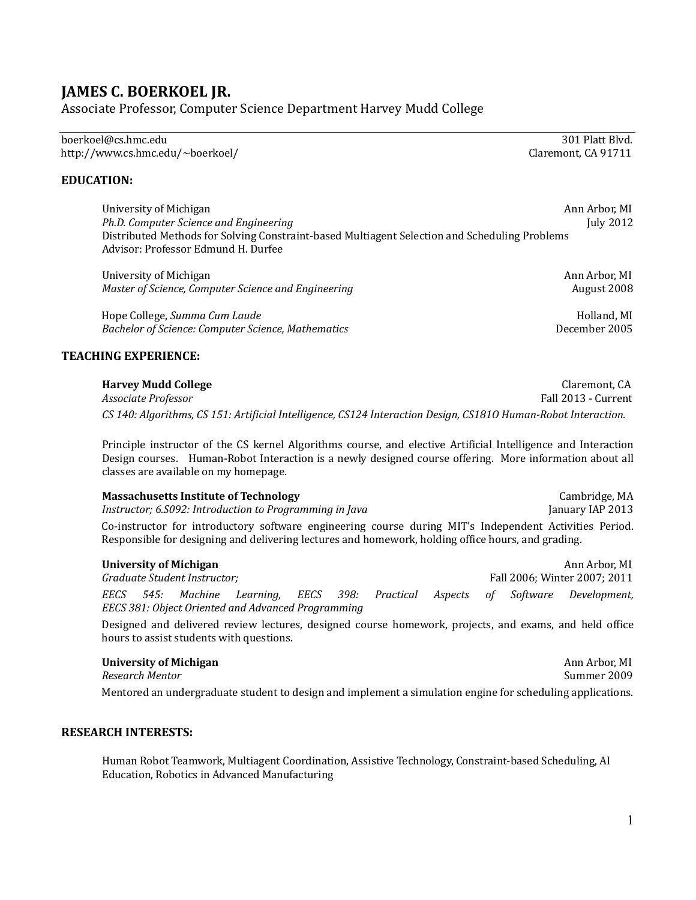# JAMES C. BOERKOEL JR.

Associate Professor, Computer Science Department Harvey Mudd College

boerkoel@cs.hmc.edu — 301 Platt Blvd.
http://www.cs.hmc.edu/~boerkoel/ — Claremont, CA 91711

## EDUCATION:

University of Michigan — Ann Arbor, MI
*Ph.D. Computer Science and Engineering* — July 2012
Distributed Methods for Solving Constraint-based Multiagent Selection and Scheduling Problems
Advisor: Professor Edmund H. Durfee

University of Michigan — Ann Arbor, MI
*Master of Science, Computer Science and Engineering* — August 2008

Hope College, *Summa Cum Laude* — Holland, MI
*Bachelor of Science: Computer Science, Mathematics* — December 2005

## TEACHING EXPERIENCE:

**Harvey Mudd College** — Claremont, CA
*Associate Professor* — Fall 2013 - Current
*CS 140: Algorithms, CS 151: Artificial Intelligence, CS124 Interaction Design, CS181O Human-Robot Interaction.*

Principle instructor of the CS kernel Algorithms course, and elective Artificial Intelligence and Interaction Design courses. Human-Robot Interaction is a newly designed course offering. More information about all classes are available on my homepage.

**Massachusetts Institute of Technology** — Cambridge, MA
*Instructor; 6.S092: Introduction to Programming in Java* — January IAP 2013
Co-instructor for introductory software engineering course during MIT's Independent Activities Period. Responsible for designing and delivering lectures and homework, holding office hours, and grading.

**University of Michigan** — Ann Arbor, MI
*Graduate Student Instructor;* — Fall 2006; Winter 2007; 2011
*EECS 545: Machine Learning, EECS 398: Practical Aspects of Software Development, EECS 381: Object Oriented and Advanced Programming*
Designed and delivered review lectures, designed course homework, projects, and exams, and held office hours to assist students with questions.

**University of Michigan** — Ann Arbor, MI
*Research Mentor* — Summer 2009
Mentored an undergraduate student to design and implement a simulation engine for scheduling applications.

## RESEARCH INTERESTS:

Human Robot Teamwork, Multiagent Coordination, Assistive Technology, Constraint-based Scheduling, AI Education, Robotics in Advanced Manufacturing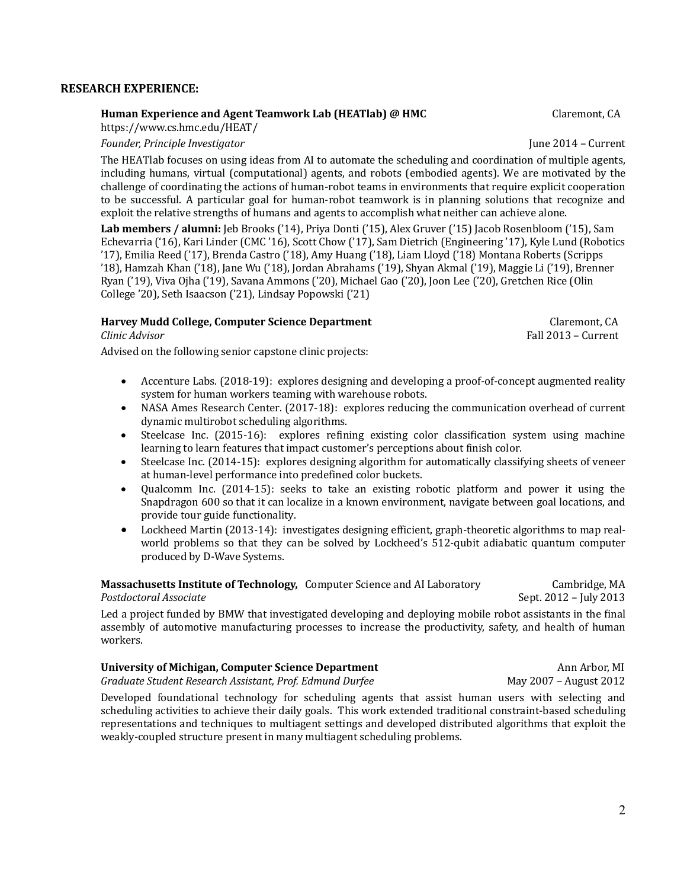## RESEARCH EXPERIENCE:

**Human Experience and Agent Teamwork Lab (HEATlab) @ HMC** — Claremont, CA
https://www.cs.hmc.edu/HEAT/
*Founder, Principle Investigator* — June 2014 – Current

The HEATlab focuses on using ideas from AI to automate the scheduling and coordination of multiple agents, including humans, virtual (computational) agents, and robots (embodied agents). We are motivated by the challenge of coordinating the actions of human-robot teams in environments that require explicit cooperation to be successful. A particular goal for human-robot teamwork is in planning solutions that recognize and exploit the relative strengths of humans and agents to accomplish what neither can achieve alone.

**Lab members / alumni:** Jeb Brooks ('14), Priya Donti ('15), Alex Gruver ('15) Jacob Rosenbloom ('15), Sam Echevarria ('16), Kari Linder (CMC '16), Scott Chow ('17), Sam Dietrich (Engineering '17), Kyle Lund (Robotics '17), Emilia Reed ('17), Brenda Castro ('18), Amy Huang ('18), Liam Lloyd ('18) Montana Roberts (Scripps '18), Hamzah Khan ('18), Jane Wu ('18), Jordan Abrahams ('19), Shyan Akmal ('19), Maggie Li ('19), Brenner Ryan ('19), Viva Ojha ('19), Savana Ammons ('20), Michael Gao ('20), Joon Lee ('20), Gretchen Rice (Olin College '20), Seth Isaacson ('21), Lindsay Popowski ('21)

**Harvey Mudd College, Computer Science Department** — Claremont, CA
*Clinic Advisor* — Fall 2013 – Current

Advised on the following senior capstone clinic projects:

- Accenture Labs. (2018-19): explores designing and developing a proof-of-concept augmented reality system for human workers teaming with warehouse robots.
- NASA Ames Research Center. (2017-18): explores reducing the communication overhead of current dynamic multirobot scheduling algorithms.
- Steelcase Inc. (2015-16): explores refining existing color classification system using machine learning to learn features that impact customer's perceptions about finish color.
- Steelcase Inc. (2014-15): explores designing algorithm for automatically classifying sheets of veneer at human-level performance into predefined color buckets.
- Qualcomm Inc. (2014-15): seeks to take an existing robotic platform and power it using the Snapdragon 600 so that it can localize in a known environment, navigate between goal locations, and provide tour guide functionality.
- Lockheed Martin (2013-14): investigates designing efficient, graph-theoretic algorithms to map real-world problems so that they can be solved by Lockheed's 512-qubit adiabatic quantum computer produced by D-Wave Systems.

**Massachusetts Institute of Technology,** Computer Science and AI Laboratory — Cambridge, MA
*Postdoctoral Associate* — Sept. 2012 – July 2013

Led a project funded by BMW that investigated developing and deploying mobile robot assistants in the final assembly of automotive manufacturing processes to increase the productivity, safety, and health of human workers.

**University of Michigan, Computer Science Department** — Ann Arbor, MI
*Graduate Student Research Assistant, Prof. Edmund Durfee* — May 2007 – August 2012

Developed foundational technology for scheduling agents that assist human users with selecting and scheduling activities to achieve their daily goals. This work extended traditional constraint-based scheduling representations and techniques to multiagent settings and developed distributed algorithms that exploit the weakly-coupled structure present in many multiagent scheduling problems.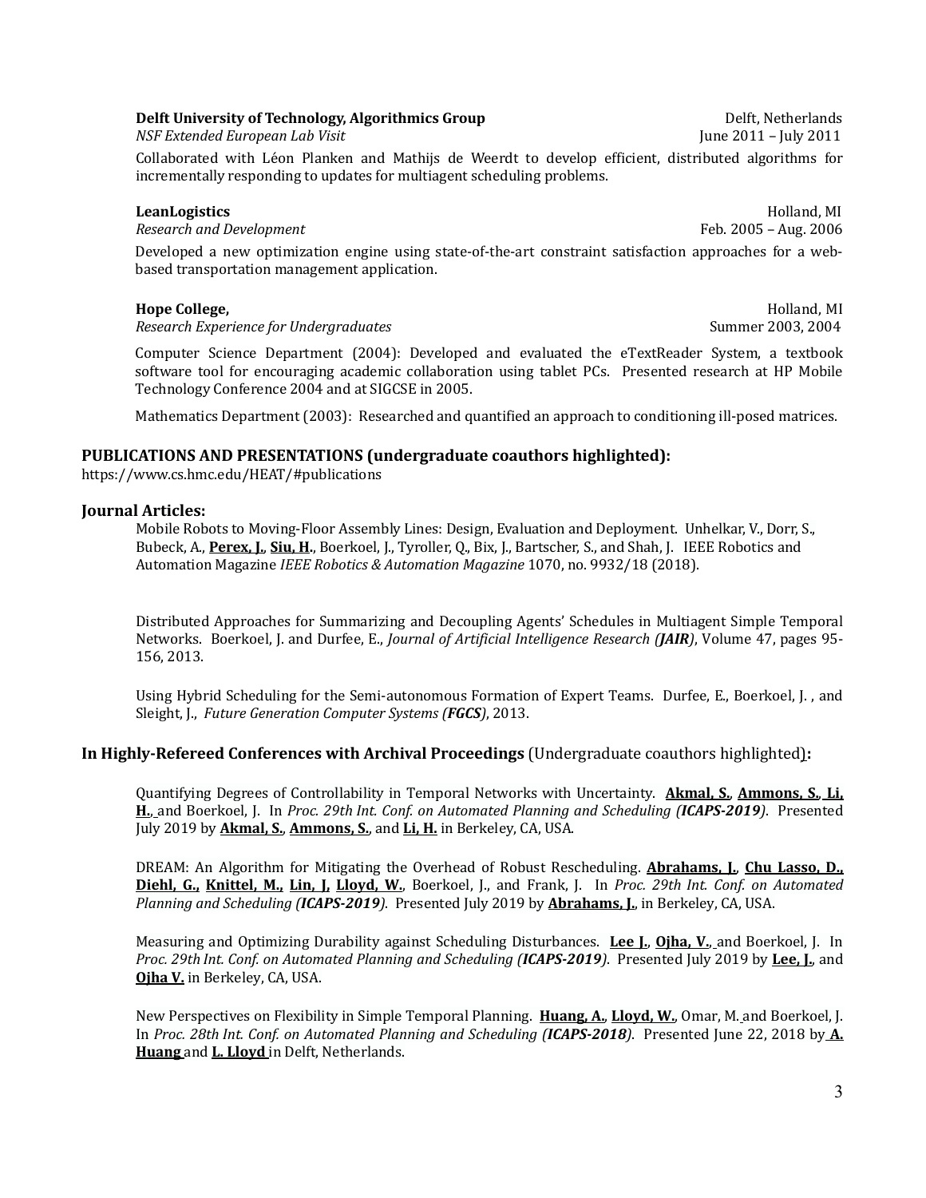**Delft University of Technology, Algorithmics Group** Delft, Netherlands
*NSF Extended European Lab Visit* June 2011 – July 2011

Collaborated with Léon Planken and Mathijs de Weerdt to develop efficient, distributed algorithms for incrementally responding to updates for multiagent scheduling problems.

**LeanLogistics** Holland, MI
*Research and Development* Feb. 2005 – Aug. 2006

Developed a new optimization engine using state-of-the-art constraint satisfaction approaches for a web-based transportation management application.

**Hope College,** Holland, MI
*Research Experience for Undergraduates* Summer 2003, 2004

Computer Science Department (2004): Developed and evaluated the eTextReader System, a textbook software tool for encouraging academic collaboration using tablet PCs. Presented research at HP Mobile Technology Conference 2004 and at SIGCSE in 2005.

Mathematics Department (2003): Researched and quantified an approach to conditioning ill-posed matrices.

## PUBLICATIONS AND PRESENTATIONS (undergraduate coauthors highlighted):

https://www.cs.hmc.edu/HEAT/#publications

### Journal Articles:

Mobile Robots to Moving-Floor Assembly Lines: Design, Evaluation and Deployment. Unhelkar, V., Dorr, S., Bubeck, A., **Perex, J.**, **Siu, H.**, Boerkoel, J., Tyroller, Q., Bix, J., Bartscher, S., and Shah, J. IEEE Robotics and Automation Magazine *IEEE Robotics & Automation Magazine* 1070, no. 9932/18 (2018).

Distributed Approaches for Summarizing and Decoupling Agents' Schedules in Multiagent Simple Temporal Networks. Boerkoel, J. and Durfee, E., *Journal of Artificial Intelligence Research (**JAIR**)*, Volume 47, pages 95-156, 2013.

Using Hybrid Scheduling for the Semi-autonomous Formation of Expert Teams. Durfee, E., Boerkoel, J. , and Sleight, J., *Future Generation Computer Systems (**FGCS**)*, 2013.

### In Highly-Refereed Conferences with Archival Proceedings (Undergraduate coauthors highlighted):

Quantifying Degrees of Controllability in Temporal Networks with Uncertainty. **Akmal, S.**, **Ammons, S.**, **Li, H.**, and Boerkoel, J. In *Proc. 29th Int. Conf. on Automated Planning and Scheduling (**ICAPS-2019**)*. Presented July 2019 by **Akmal, S.**, **Ammons, S.**, and **Li, H.** in Berkeley, CA, USA.

DREAM: An Algorithm for Mitigating the Overhead of Robust Rescheduling. **Abrahams, J.**, **Chu Lasso, D.**, **Diehl, G.**, **Knittel, M.**, **Lin, J**, **Lloyd, W.**, Boerkoel, J., and Frank, J. In *Proc. 29th Int. Conf. on Automated Planning and Scheduling (**ICAPS-2019**)*. Presented July 2019 by **Abrahams, J.**, in Berkeley, CA, USA.

Measuring and Optimizing Durability against Scheduling Disturbances. **Lee J.**, **Ojha, V.**, and Boerkoel, J. In *Proc. 29th Int. Conf. on Automated Planning and Scheduling (**ICAPS-2019**)*. Presented July 2019 by **Lee, J.**, and **Ojha V.** in Berkeley, CA, USA.

New Perspectives on Flexibility in Simple Temporal Planning. **Huang, A.**, **Lloyd, W.**, Omar, M. and Boerkoel, J. In *Proc. 28th Int. Conf. on Automated Planning and Scheduling (**ICAPS-2018**)*. Presented June 22, 2018 by **A. Huang** and **L. Lloyd** in Delft, Netherlands.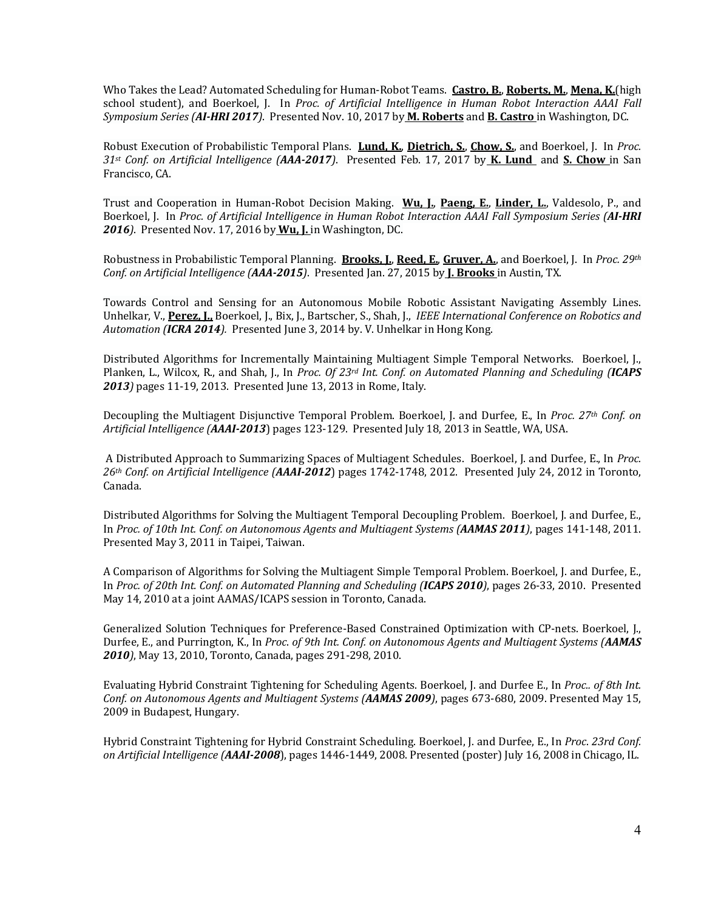Who Takes the Lead? Automated Scheduling for Human-Robot Teams. **Castro, B.**, **Roberts, M.**, **Mena, K.**(high school student), and Boerkoel, J. In *Proc. of Artificial Intelligence in Human Robot Interaction AAAI Fall Symposium Series (**AI-HRI 2017**)*. Presented Nov. 10, 2017 by **M. Roberts** and **B. Castro** in Washington, DC.

Robust Execution of Probabilistic Temporal Plans. **Lund, K.**, **Dietrich, S.**, **Chow, S.**, and Boerkoel, J. In *Proc. 31st Conf. on Artificial Intelligence (**AAA-2017**)*. Presented Feb. 17, 2017 by **K. Lund** and **S. Chow** in San Francisco, CA.

Trust and Cooperation in Human-Robot Decision Making. **Wu, J.**, **Paeng, E.**, **Linder, L.**, Valdesolo, P., and Boerkoel, J. In *Proc. of Artificial Intelligence in Human Robot Interaction AAAI Fall Symposium Series (**AI-HRI 2016**)*. Presented Nov. 17, 2016 by **Wu, J.** in Washington, DC.

Robustness in Probabilistic Temporal Planning. **Brooks, J.**, **Reed, E.**, **Gruver, A.**, and Boerkoel, J. In *Proc. 29th Conf. on Artificial Intelligence (**AAA-2015**)*. Presented Jan. 27, 2015 by **J. Brooks** in Austin, TX.

Towards Control and Sensing for an Autonomous Mobile Robotic Assistant Navigating Assembly Lines. Unhelkar, V., **Perez, J.**, Boerkoel, J., Bix, J., Bartscher, S., Shah, J., *IEEE International Conference on Robotics and Automation (**ICRA 2014**)*. Presented June 3, 2014 by. V. Unhelkar in Hong Kong.

Distributed Algorithms for Incrementally Maintaining Multiagent Simple Temporal Networks. Boerkoel, J., Planken, L., Wilcox, R., and Shah, J., In *Proc. Of 23rd Int. Conf. on Automated Planning and Scheduling (**ICAPS 2013**)* pages 11-19, 2013. Presented June 13, 2013 in Rome, Italy.

Decoupling the Multiagent Disjunctive Temporal Problem. Boerkoel, J. and Durfee, E., In *Proc. 27th Conf. on Artificial Intelligence (**AAAI-2013**)* pages 123-129. Presented July 18, 2013 in Seattle, WA, USA.

A Distributed Approach to Summarizing Spaces of Multiagent Schedules. Boerkoel, J. and Durfee, E., In *Proc. 26th Conf. on Artificial Intelligence (**AAAI-2012**)* pages 1742-1748, 2012. Presented July 24, 2012 in Toronto, Canada.

Distributed Algorithms for Solving the Multiagent Temporal Decoupling Problem. Boerkoel, J. and Durfee, E., In *Proc. of 10th Int. Conf. on Autonomous Agents and Multiagent Systems (**AAMAS 2011**)*, pages 141-148, 2011. Presented May 3, 2011 in Taipei, Taiwan.

A Comparison of Algorithms for Solving the Multiagent Simple Temporal Problem. Boerkoel, J. and Durfee, E., In *Proc. of 20th Int. Conf. on Automated Planning and Scheduling (**ICAPS 2010**)*, pages 26-33, 2010. Presented May 14, 2010 at a joint AAMAS/ICAPS session in Toronto, Canada.

Generalized Solution Techniques for Preference-Based Constrained Optimization with CP-nets. Boerkoel, J., Durfee, E., and Purrington, K., In *Proc. of 9th Int. Conf. on Autonomous Agents and Multiagent Systems (**AAMAS 2010**)*, May 13, 2010, Toronto, Canada, pages 291-298, 2010.

Evaluating Hybrid Constraint Tightening for Scheduling Agents. Boerkoel, J. and Durfee E., In *Proc.. of 8th Int. Conf. on Autonomous Agents and Multiagent Systems (**AAMAS 2009**)*, pages 673-680, 2009. Presented May 15, 2009 in Budapest, Hungary.

Hybrid Constraint Tightening for Hybrid Constraint Scheduling. Boerkoel, J. and Durfee, E., In *Proc. 23rd Conf. on Artificial Intelligence (**AAAI-2008**)*, pages 1446-1449, 2008. Presented (poster) July 16, 2008 in Chicago, IL.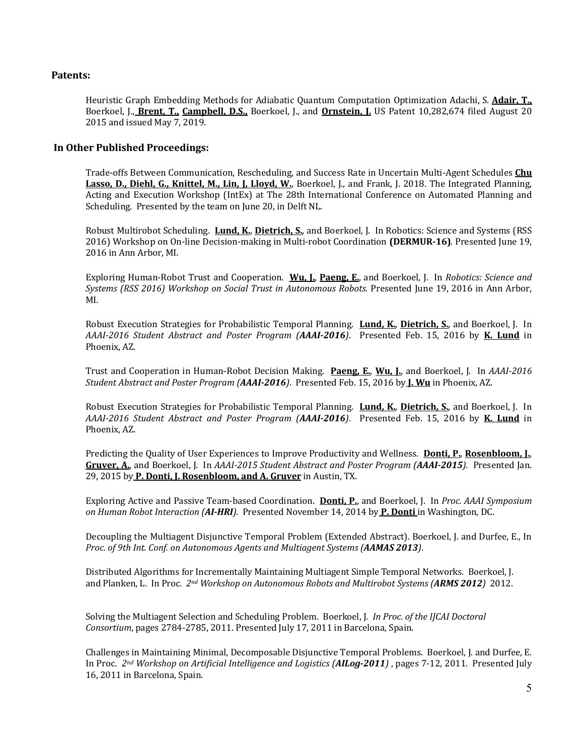## Patents:

Heuristic Graph Embedding Methods for Adiabatic Quantum Computation Optimization Adachi, S. **Adair, T.,** Boerkoel, J., **Brent, T., Campbell, D.S.,** Boerkoel, J., and **Ornstein, J.** US Patent 10,282,674 filed August 20 2015 and issued May 7, 2019.

## In Other Published Proceedings:

Trade-offs Between Communication, Rescheduling, and Success Rate in Uncertain Multi-Agent Schedules **Chu Lasso, D., Diehl, G., Knittel, M., Lin, J, Lloyd, W.**, Boerkoel, J., and Frank, J. 2018. The Integrated Planning, Acting and Execution Workshop (IntEx) at The 28th International Conference on Automated Planning and Scheduling. Presented by the team on June 20, in Delft NL.

Robust Multirobot Scheduling. **Lund, K.**, **Dietrich, S.**, and Boerkoel, J. In Robotics: Science and Systems (RSS 2016) Workshop on On-line Decision-making in Multi-robot Coordination **(DERMUR-16)**. Presented June 19, 2016 in Ann Arbor, MI.

Exploring Human-Robot Trust and Cooperation. **Wu, J.**, **Paeng, E.**, and Boerkoel, J. In *Robotics: Science and Systems (RSS 2016) Workshop on Social Trust in Autonomous Robots.* Presented June 19, 2016 in Ann Arbor, MI.

Robust Execution Strategies for Probabilistic Temporal Planning. **Lund, K.**, **Dietrich, S.**, and Boerkoel, J. In *AAAI-2016 Student Abstract and Poster Program (**AAAI-2016**)*. Presented Feb. 15, 2016 by **K. Lund** in Phoenix, AZ.

Trust and Cooperation in Human-Robot Decision Making. **Paeng, E.**, **Wu, J.**, and Boerkoel, J. In *AAAI-2016 Student Abstract and Poster Program (**AAAI-2016**)*. Presented Feb. 15, 2016 by **J. Wu** in Phoenix, AZ.

Robust Execution Strategies for Probabilistic Temporal Planning. **Lund, K.**, **Dietrich, S.**, and Boerkoel, J. In *AAAI-2016 Student Abstract and Poster Program (**AAAI-2016**)*. Presented Feb. 15, 2016 by **K. Lund** in Phoenix, AZ.

Predicting the Quality of User Experiences to Improve Productivity and Wellness. **Donti, P.**, **Rosenbloom, J.**, **Gruver, A.**, and Boerkoel, J. In *AAAI-2015 Student Abstract and Poster Program (**AAAI-2015**)*. Presented Jan. 29, 2015 by **P. Donti, J. Rosenbloom, and A. Gruver** in Austin, TX.

Exploring Active and Passive Team-based Coordination. **Donti, P.**, and Boerkoel, J. In *Proc. AAAI Symposium on Human Robot Interaction (**AI-HRI**)*. Presented November 14, 2014 by **P. Donti** in Washington, DC.

Decoupling the Multiagent Disjunctive Temporal Problem (Extended Abstract). Boerkoel, J. and Durfee, E., In *Proc. of 9th Int. Conf. on Autonomous Agents and Multiagent Systems (**AAMAS 2013**)*.

Distributed Algorithms for Incrementally Maintaining Multiagent Simple Temporal Networks. Boerkoel, J. and Planken, L. In Proc. *2nd Workshop on Autonomous Robots and Multirobot Systems (**ARMS 2012**)* 2012.

Solving the Multiagent Selection and Scheduling Problem. Boerkoel, J. *In Proc. of the IJCAI Doctoral Consortium*, pages 2784-2785, 2011. Presented July 17, 2011 in Barcelona, Spain.

Challenges in Maintaining Minimal, Decomposable Disjunctive Temporal Problems. Boerkoel, J. and Durfee, E. In Proc. *2nd Workshop on Artificial Intelligence and Logistics (**AILog-2011**)* , pages 7-12, 2011. Presented July 16, 2011 in Barcelona, Spain.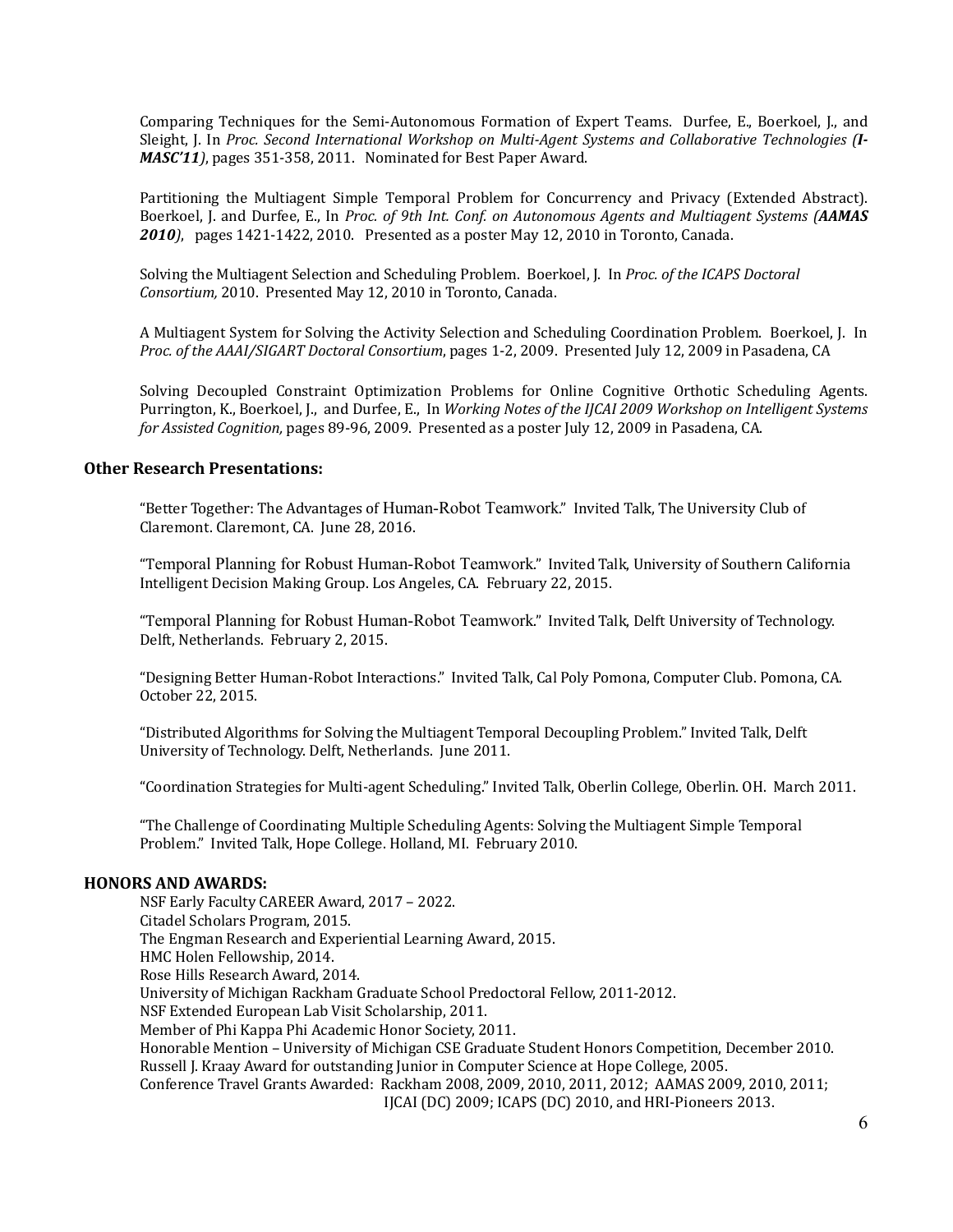Comparing Techniques for the Semi-Autonomous Formation of Expert Teams. Durfee, E., Boerkoel, J., and Sleight, J. In *Proc. Second International Workshop on Multi-Agent Systems and Collaborative Technologies (**I-MASC'11**)*, pages 351-358, 2011. Nominated for Best Paper Award.

Partitioning the Multiagent Simple Temporal Problem for Concurrency and Privacy (Extended Abstract). Boerkoel, J. and Durfee, E., In *Proc. of 9th Int. Conf. on Autonomous Agents and Multiagent Systems (**AAMAS 2010**)*, pages 1421-1422, 2010. Presented as a poster May 12, 2010 in Toronto, Canada.

Solving the Multiagent Selection and Scheduling Problem. Boerkoel, J. In *Proc. of the ICAPS Doctoral Consortium,* 2010. Presented May 12, 2010 in Toronto, Canada.

A Multiagent System for Solving the Activity Selection and Scheduling Coordination Problem. Boerkoel, J. In *Proc. of the AAAI/SIGART Doctoral Consortium*, pages 1-2, 2009. Presented July 12, 2009 in Pasadena, CA

Solving Decoupled Constraint Optimization Problems for Online Cognitive Orthotic Scheduling Agents. Purrington, K., Boerkoel, J., and Durfee, E., In *Working Notes of the IJCAI 2009 Workshop on Intelligent Systems for Assisted Cognition,* pages 89-96, 2009. Presented as a poster July 12, 2009 in Pasadena, CA.

### Other Research Presentations:

"Better Together: The Advantages of Human-Robot Teamwork." Invited Talk, The University Club of Claremont. Claremont, CA. June 28, 2016.

"Temporal Planning for Robust Human-Robot Teamwork." Invited Talk, University of Southern California Intelligent Decision Making Group. Los Angeles, CA. February 22, 2015.

"Temporal Planning for Robust Human-Robot Teamwork." Invited Talk, Delft University of Technology. Delft, Netherlands. February 2, 2015.

"Designing Better Human-Robot Interactions." Invited Talk, Cal Poly Pomona, Computer Club. Pomona, CA. October 22, 2015.

"Distributed Algorithms for Solving the Multiagent Temporal Decoupling Problem." Invited Talk, Delft University of Technology. Delft, Netherlands. June 2011.

"Coordination Strategies for Multi-agent Scheduling." Invited Talk, Oberlin College, Oberlin. OH. March 2011.

"The Challenge of Coordinating Multiple Scheduling Agents: Solving the Multiagent Simple Temporal Problem." Invited Talk, Hope College. Holland, MI. February 2010.

## HONORS AND AWARDS:

NSF Early Faculty CAREER Award, 2017 – 2022.
Citadel Scholars Program, 2015.
The Engman Research and Experiential Learning Award, 2015.
HMC Holen Fellowship, 2014.
Rose Hills Research Award, 2014.
University of Michigan Rackham Graduate School Predoctoral Fellow, 2011-2012.
NSF Extended European Lab Visit Scholarship, 2011.
Member of Phi Kappa Phi Academic Honor Society, 2011.
Honorable Mention – University of Michigan CSE Graduate Student Honors Competition, December 2010.
Russell J. Kraay Award for outstanding Junior in Computer Science at Hope College, 2005.
Conference Travel Grants Awarded: Rackham 2008, 2009, 2010, 2011, 2012; AAMAS 2009, 2010, 2011; IJCAI (DC) 2009; ICAPS (DC) 2010, and HRI-Pioneers 2013.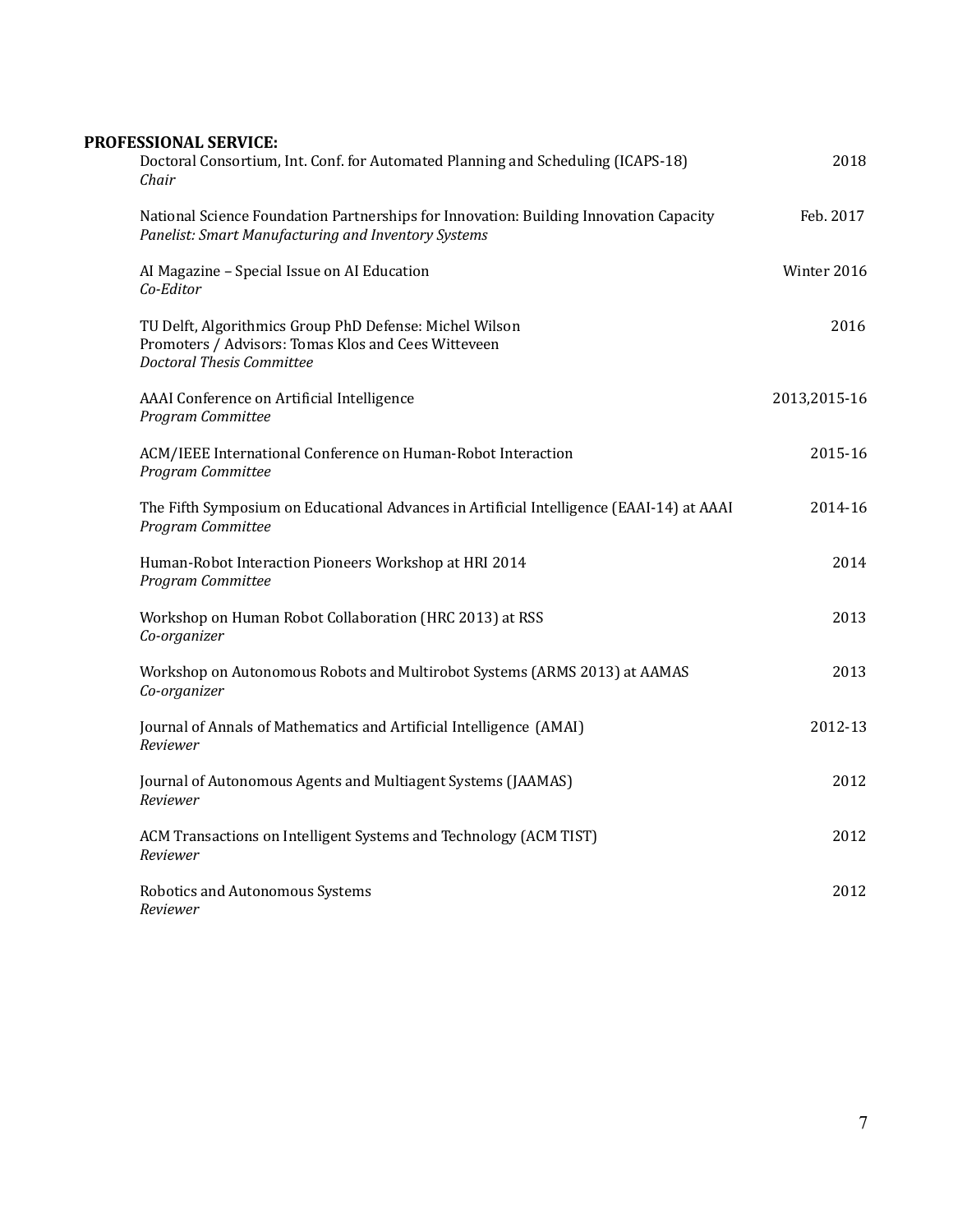**PROFESSIONAL SERVICE:**

Doctoral Consortium, Int. Conf. for Automated Planning and Scheduling (ICAPS-18) — 2018
*Chair*

National Science Foundation Partnerships for Innovation: Building Innovation Capacity — Feb. 2017
*Panelist: Smart Manufacturing and Inventory Systems*

AI Magazine – Special Issue on AI Education — Winter 2016
*Co-Editor*

TU Delft, Algorithmics Group PhD Defense: Michel Wilson — 2016
Promoters / Advisors: Tomas Klos and Cees Witteveen
*Doctoral Thesis Committee*

AAAI Conference on Artificial Intelligence — 2013,2015-16
*Program Committee*

ACM/IEEE International Conference on Human-Robot Interaction — 2015-16
*Program Committee*

The Fifth Symposium on Educational Advances in Artificial Intelligence (EAAI-14) at AAAI — 2014-16
*Program Committee*

Human-Robot Interaction Pioneers Workshop at HRI 2014 — 2014
*Program Committee*

Workshop on Human Robot Collaboration (HRC 2013) at RSS — 2013
*Co-organizer*

Workshop on Autonomous Robots and Multirobot Systems (ARMS 2013) at AAMAS — 2013
*Co-organizer*

Journal of Annals of Mathematics and Artificial Intelligence (AMAI) — 2012-13
*Reviewer*

Journal of Autonomous Agents and Multiagent Systems (JAAMAS) — 2012
*Reviewer*

ACM Transactions on Intelligent Systems and Technology (ACM TIST) — 2012
*Reviewer*

Robotics and Autonomous Systems — 2012
*Reviewer*